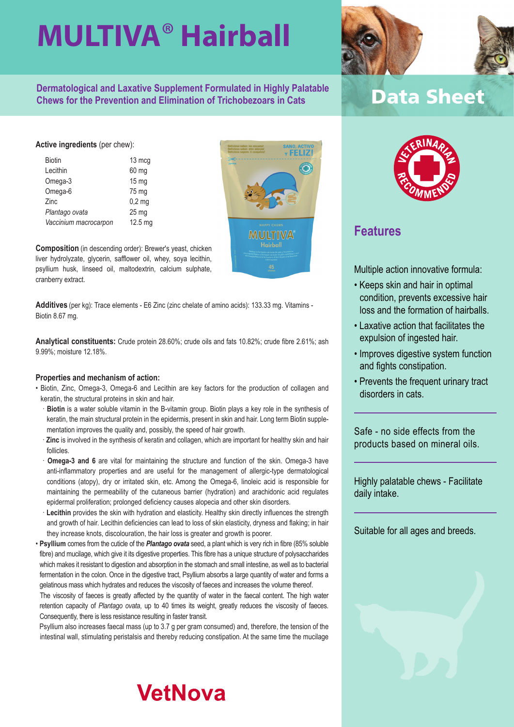# MULTIVA® Hairball

**Dermatological and Laxative Supplement Formulated in Highly Palatable Chews for the Prevention and Elimination of Trichobezoars in Cats**

## Data Sheet

**Active ingredients** (per chew):

| Ingredient | Amount |
|---|---|
| Biotin | 13 mcg |
| Lecithin | 60 mg |
| Omega-3 | 15 mg |
| Omega-6 | 75 mg |
| Zinc | 0,2 mg |
| *Plantago ovata* | 25 mg |
| *Vaccinium macrocarpon* | 12.5 mg |

**Composition** (in descending order): Brewer's yeast, chicken liver hydrolyzate, glycerin, safflower oil, whey, soya lecithin, psyllium husk, linseed oil, maltodextrin, calcium sulphate, cranberry extract.

**Additives** (per kg): Trace elements - E6 Zinc (zinc chelate of amino acids): 133.33 mg. Vitamins - Biotin 8.67 mg.

**Analytical constituents:** Crude protein 28.60%; crude oils and fats 10.82%; crude fibre 2.61%; ash 9.99%; moisture 12.18%.

**Properties and mechanism of action:**

- Biotin, Zinc, Omega-3, Omega-6 and Lecithin are key factors for the production of collagen and keratin, the structural proteins in skin and hair.
  - **Biotin** is a water soluble vitamin in the B-vitamin group. Biotin plays a key role in the synthesis of keratin, the main structural protein in the epidermis, present in skin and hair. Long term Biotin supplementation improves the quality and, possibly, the speed of hair growth.
  - **Zinc** is involved in the synthesis of keratin and collagen, which are important for healthy skin and hair follicles.
  - **Omega-3 and 6** are vital for maintaining the structure and function of the skin. Omega-3 have anti-inflammatory properties and are useful for the management of allergic-type dermatological conditions (atopy), dry or irritated skin, etc. Among the Omega-6, linoleic acid is responsible for maintaining the permeability of the cutaneous barrier (hydration) and arachidonic acid regulates epidermal proliferation; prolonged deficiency causes alopecia and other skin disorders.
  - **Lecithin** provides the skin with hydration and elasticity. Healthy skin directly influences the strength and growth of hair. Lecithin deficiencies can lead to loss of skin elasticity, dryness and flaking; in hair they increase knots, discolouration, the hair loss is greater and growth is poorer.
- **Psyllium** comes from the cuticle of the ***Plantago ovata*** seed, a plant which is very rich in fibre (85% soluble fibre) and mucilage, which give it its digestive properties. This fibre has a unique structure of polysaccharides which makes it resistant to digestion and absorption in the stomach and small intestine, as well as to bacterial fermentation in the colon. Once in the digestive tract, Psyllium absorbs a large quantity of water and forms a gelatinous mass which hydrates and reduces the viscosity of faeces and increases the volume thereof.

  The viscosity of faeces is greatly affected by the quantity of water in the faecal content. The high water retention capacity of *Plantago ovata*, up to 40 times its weight, greatly reduces the viscosity of faeces. Consequently, there is less resistance resulting in faster transit.

  Psyllium also increases faecal mass (up to 3.7 g per gram consumed) and, therefore, the tension of the intestinal wall, stimulating peristalsis and thereby reducing constipation. At the same time the mucilage

## Features

Multiple action innovative formula:

- Keeps skin and hair in optimal condition, prevents excessive hair loss and the formation of hairballs.
- Laxative action that facilitates the expulsion of ingested hair.
- Improves digestive system function and fights constipation.
- Prevents the frequent urinary tract disorders in cats.

Safe - no side effects from the products based on mineral oils.

Highly palatable chews - Facilitate daily intake.

Suitable for all ages and breeds.

VetNova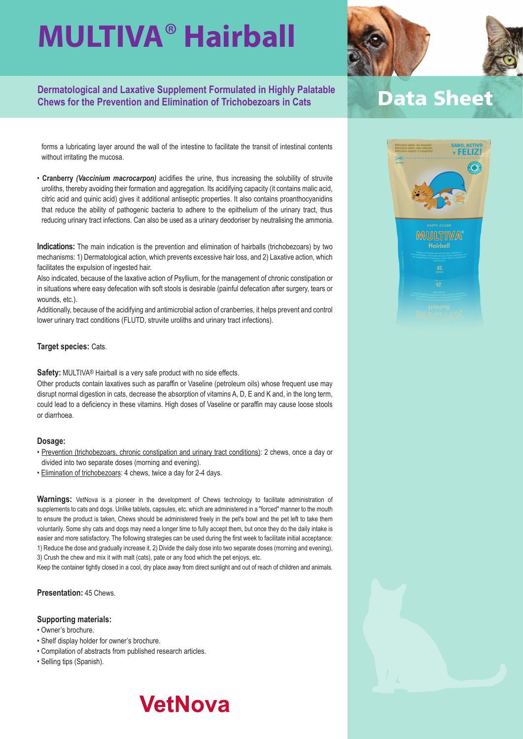# MULTIVA® Hairball

**Dermatological and Laxative Supplement Formulated in Highly Palatable Chews for the Prevention and Elimination of Trichobezoars in Cats**

Data Sheet

forms a lubricating layer around the wall of the intestine to facilitate the transit of intestinal contents without irritating the mucosa.

- **Cranberry *(Vaccinium macrocarpon)*** acidifies the urine, thus increasing the solubility of struvite uroliths, thereby avoiding their formation and aggregation. Its acidifying capacity (it contains malic acid, citric acid and quinic acid) gives it additional antiseptic properties. It also contains proanthocyanidins that reduce the ability of pathogenic bacteria to adhere to the epithelium of the urinary tract, thus reducing urinary tract infections. Can also be used as a urinary deodoriser by neutralising the ammonia.

**Indications:** The main indication is the prevention and elimination of hairballs (trichobezoars) by two mechanisms: 1) Dermatological action, which prevents excessive hair loss, and 2) Laxative action, which facilitates the expulsion of ingested hair.
Also indicated, because of the laxative action of Psyllium, for the management of chronic constipation or in situations where easy defecation with soft stools is desirable (painful defecation after surgery, tears or wounds, etc.).
Additionally, because of the acidifying and antimicrobial action of cranberries, it helps prevent and control lower urinary tract conditions (FLUTD, struvite uroliths and urinary tract infections).

**Target species:** Cats.

**Safety:** MULTIVA® Hairball is a very safe product with no side effects.
Other products contain laxatives such as paraffin or Vaseline (petroleum oils) whose frequent use may disrupt normal digestion in cats, decrease the absorption of vitamins A, D, E and K and, in the long term, could lead to a deficiency in these vitamins. High doses of Vaseline or paraffin may cause loose stools or diarrhoea.

**Dosage:**
- Prevention (trichobezoars, chronic constipation and urinary tract conditions): 2 chews, once a day or divided into two separate doses (morning and evening).
- Elimination of trichobezoars: 4 chews, twice a day for 2-4 days.

**Warnings:** VetNova is a pioneer in the development of Chews technology to facilitate administration of supplements to cats and dogs. Unlike tablets, capsules, etc. which are administered in a "forced" manner to the mouth to ensure the product is taken, Chews should be administered freely in the pet's bowl and the pet left to take them voluntarily. Some shy cats and dogs may need a longer time to fully accept them, but once they do the daily intake is easier and more satisfactory. The following strategies can be used during the first week to facilitate initial acceptance: 1) Reduce the dose and gradually increase it, 2) Divide the daily dose into two separate doses (morning and evening), 3) Crush the chew and mix it with malt (cats), pate or any food which the pet enjoys, etc.
Keep the container tightly closed in a cool, dry place away from direct sunlight and out of reach of children and animals.

**Presentation:** 45 Chews.

**Supporting materials:**
- Owner's brochure.
- Shelf display holder for owner's brochure.
- Compilation of abstracts from published research articles.
- Selling tips (Spanish).

VetNova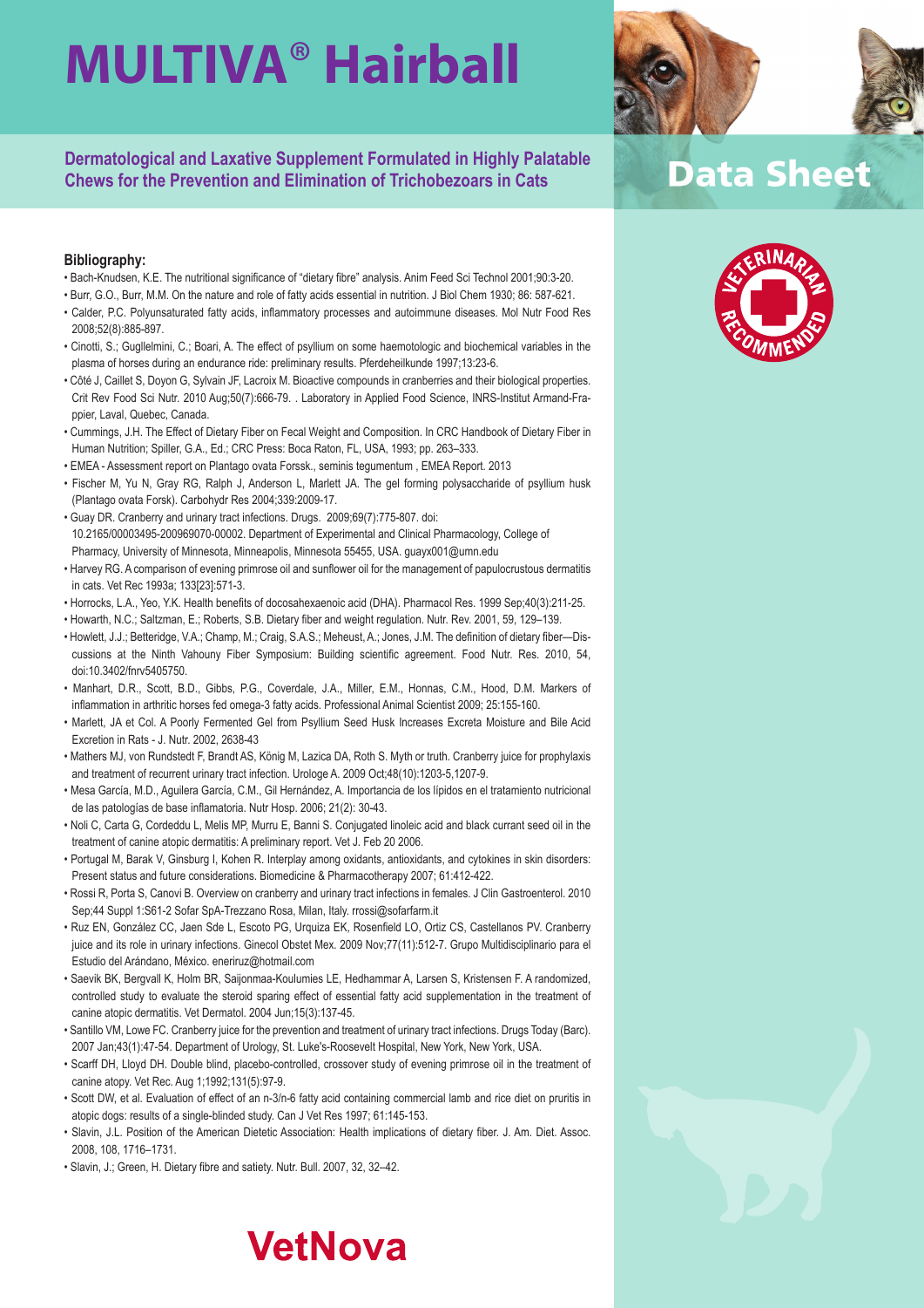# MULTIVA® Hairball

**Dermatological and Laxative Supplement Formulated in Highly Palatable Chews for the Prevention and Elimination of Trichobezoars in Cats**

## Data Sheet

VETERINARIAN RECOMMENDED

### Bibliography:

- Bach-Knudsen, K.E. The nutritional significance of "dietary fibre" analysis. Anim Feed Sci Technol 2001;90:3-20.
- Burr, G.O., Burr, M.M. On the nature and role of fatty acids essential in nutrition. J Biol Chem 1930; 86: 587-621.
- Calder, P.C. Polyunsaturated fatty acids, inflammatory processes and autoimmune diseases. Mol Nutr Food Res 2008;52(8):885-897.
- Cinotti, S.; Guglielmini, C.; Boari, A. The effect of psyllium on some haemotologic and biochemical variables in the plasma of horses during an endurance ride: preliminary results. Pferdeheilkunde 1997;13:23-6.
- Côté J, Caillet S, Doyon G, Sylvain JF, Lacroix M. Bioactive compounds in cranberries and their biological properties. Crit Rev Food Sci Nutr. 2010 Aug;50(7):666-79. . Laboratory in Applied Food Science, INRS-Institut Armand-Frappier, Laval, Quebec, Canada.
- Cummings, J.H. The Effect of Dietary Fiber on Fecal Weight and Composition. In CRC Handbook of Dietary Fiber in Human Nutrition; Spiller, G.A., Ed.; CRC Press: Boca Raton, FL, USA, 1993; pp. 263–333.
- EMEA - Assessment report on Plantago ovata Forssk., seminis tegumentum , EMEA Report. 2013
- Fischer M, Yu N, Gray RG, Ralph J, Anderson L, Marlett JA. The gel forming polysaccharide of psyllium husk (Plantago ovata Forsk). Carbohydr Res 2004;339:2009-17.
- Guay DR. Cranberry and urinary tract infections. Drugs. 2009;69(7):775-807. doi: 10.2165/00003495-200969070-00002. Department of Experimental and Clinical Pharmacology, College of Pharmacy, University of Minnesota, Minneapolis, Minnesota 55455, USA. guayx001@umn.edu
- Harvey RG. A comparison of evening primrose oil and sunflower oil for the management of papulocrustous dermatitis in cats. Vet Rec 1993a; 133[23]:571-3.
- Horrocks, L.A., Yeo, Y.K. Health benefits of docosahexaenoic acid (DHA). Pharmacol Res. 1999 Sep;40(3):211-25.
- Howarth, N.C.; Saltzman, E.; Roberts, S.B. Dietary fiber and weight regulation. Nutr. Rev. 2001, 59, 129–139.
- Howlett, J.J.; Betteridge, V.A.; Champ, M.; Craig, S.A.S.; Meheust, A.; Jones, J.M. The definition of dietary fiber—Discussions at the Ninth Vahouny Fiber Symposium: Building scientific agreement. Food Nutr. Res. 2010, 54, doi:10.3402/fnrv5405750.
- Manhart, D.R., Scott, B.D., Gibbs, P.G., Coverdale, J.A., Miller, E.M., Honnas, C.M., Hood, D.M. Markers of inflammation in arthritic horses fed omega-3 fatty acids. Professional Animal Scientist 2009; 25:155-160.
- Marlett, JA et Col. A Poorly Fermented Gel from Psyllium Seed Husk Increases Excreta Moisture and Bile Acid Excretion in Rats - J. Nutr. 2002, 2638-43
- Mathers MJ, von Rundstedt F, Brandt AS, König M, Lazica DA, Roth S. Myth or truth. Cranberry juice for prophylaxis and treatment of recurrent urinary tract infection. Urologe A. 2009 Oct;48(10):1203-5,1207-9.
- Mesa García, M.D., Aguilera García, C.M., Gil Hernández, A. Importancia de los lípidos en el tratamiento nutricional de las patologías de base inflamatoria. Nutr Hosp. 2006; 21(2): 30-43.
- Noli C, Carta G, Cordeddu L, Melis MP, Murru E, Banni S. Conjugated linoleic acid and black currant seed oil in the treatment of canine atopic dermatitis: A preliminary report. Vet J. Feb 20 2006.
- Portugal M, Barak V, Ginsburg I, Kohen R. Interplay among oxidants, antioxidants, and cytokines in skin disorders: Present status and future considerations. Biomedicine & Pharmacotherapy 2007; 61:412-422.
- Rossi R, Porta S, Canovi B. Overview on cranberry and urinary tract infections in females. J Clin Gastroenterol. 2010 Sep;44 Suppl 1:S61-2 Sofar SpA-Trezzano Rosa, Milan, Italy. rrossi@sofarfarm.it
- Ruz EN, González CC, Jaen Sde L, Escoto PG, Urquiza EK, Rosenfield LO, Ortiz CS, Castellanos PV. Cranberry juice and its role in urinary infections. Ginecol Obstet Mex. 2009 Nov;77(11):512-7. Grupo Multidisciplinario para el Estudio del Arándano, México. eneriruz@hotmail.com
- Saevik BK, Bergvall K, Holm BR, Saijonmaa-Koulumies LE, Hedhammar A, Larsen S, Kristensen F. A randomized, controlled study to evaluate the steroid sparing effect of essential fatty acid supplementation in the treatment of canine atopic dermatitis. Vet Dermatol. 2004 Jun;15(3):137-45.
- Santillo VM, Lowe FC. Cranberry juice for the prevention and treatment of urinary tract infections. Drugs Today (Barc). 2007 Jan;43(1):47-54. Department of Urology, St. Luke's-Roosevelt Hospital, New York, New York, USA.
- Scarff DH, Lloyd DH. Double blind, placebo-controlled, crossover study of evening primrose oil in the treatment of canine atopy. Vet Rec. Aug 1;1992;131(5):97-9.
- Scott DW, et al. Evaluation of effect of an n-3/n-6 fatty acid containing commercial lamb and rice diet on pruritis in atopic dogs: results of a single-blinded study. Can J Vet Res 1997; 61:145-153.
- Slavin, J.L. Position of the American Dietetic Association: Health implications of dietary fiber. J. Am. Diet. Assoc. 2008, 108, 1716–1731.
- Slavin, J.; Green, H. Dietary fibre and satiety. Nutr. Bull. 2007, 32, 32–42.

**VetNova**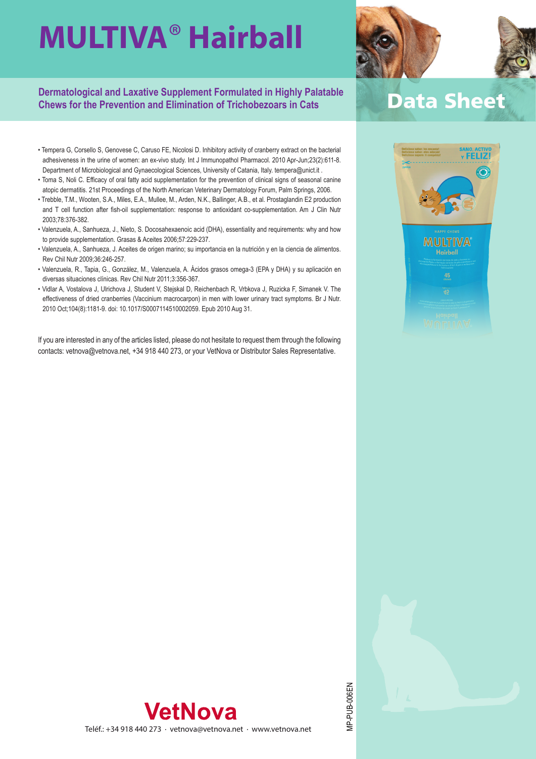# MULTIVA® Hairball

**Dermatological and Laxative Supplement Formulated in Highly Palatable Chews for the Prevention and Elimination of Trichobezoars in Cats**

## Data Sheet

- Tempera G, Corsello S, Genovese C, Caruso FE, Nicolosi D. Inhibitory activity of cranberry extract on the bacterial adhesiveness in the urine of women: an ex-vivo study. Int J Immunopathol Pharmacol. 2010 Apr-Jun;23(2):611-8. Department of Microbiological and Gynaecological Sciences, University of Catania, Italy. tempera@unict.it .
- Toma S, Noli C. Efficacy of oral fatty acid supplementation for the prevention of clinical signs of seasonal canine atopic dermatitis. 21st Proceedings of the North American Veterinary Dermatology Forum, Palm Springs, 2006.
- Trebble, T.M., Wooten, S.A., Miles, E.A., Mullee, M., Arden, N.K., Ballinger, A.B., et al. Prostaglandin E2 production and T cell function after fish-oil supplementation: response to antioxidant co-supplementation. Am J Clin Nutr 2003;78:376-382.
- Valenzuela, A., Sanhueza, J., Nieto, S. Docosahexaenoic acid (DHA), essentiality and requirements: why and how to provide supplementation. Grasas & Aceites 2006;57:229-237.
- Valenzuela, A., Sanhueza, J. Aceites de origen marino; su importancia en la nutrición y en la ciencia de alimentos. Rev Chil Nutr 2009;36:246-257.
- Valenzuela, R., Tapia, G., González, M., Valenzuela, A. Ácidos grasos omega-3 (EPA y DHA) y su aplicación en diversas situaciones clínicas. Rev Chil Nutr 2011;3:356-367.
- Vidlar A, Vostalova J, Ulrichova J, Student V, Stejskal D, Reichenbach R, Vrbkova J, Ruzicka F, Simanek V. The effectiveness of dried cranberries (Vaccinium macrocarpon) in men with lower urinary tract symptoms. Br J Nutr. 2010 Oct;104(8):1181-9. doi: 10.1017/S0007114510002059. Epub 2010 Aug 31.

If you are interested in any of the articles listed, please do not hesitate to request them through the following contacts: vetnova@vetnova.net, +34 918 440 273, or your VetNova or Distributor Sales Representative.

**VetNova**

Teléf.: +34 918 440 273 · vetnova@vetnova.net · www.vetnova.net

MP-PUB-006EN